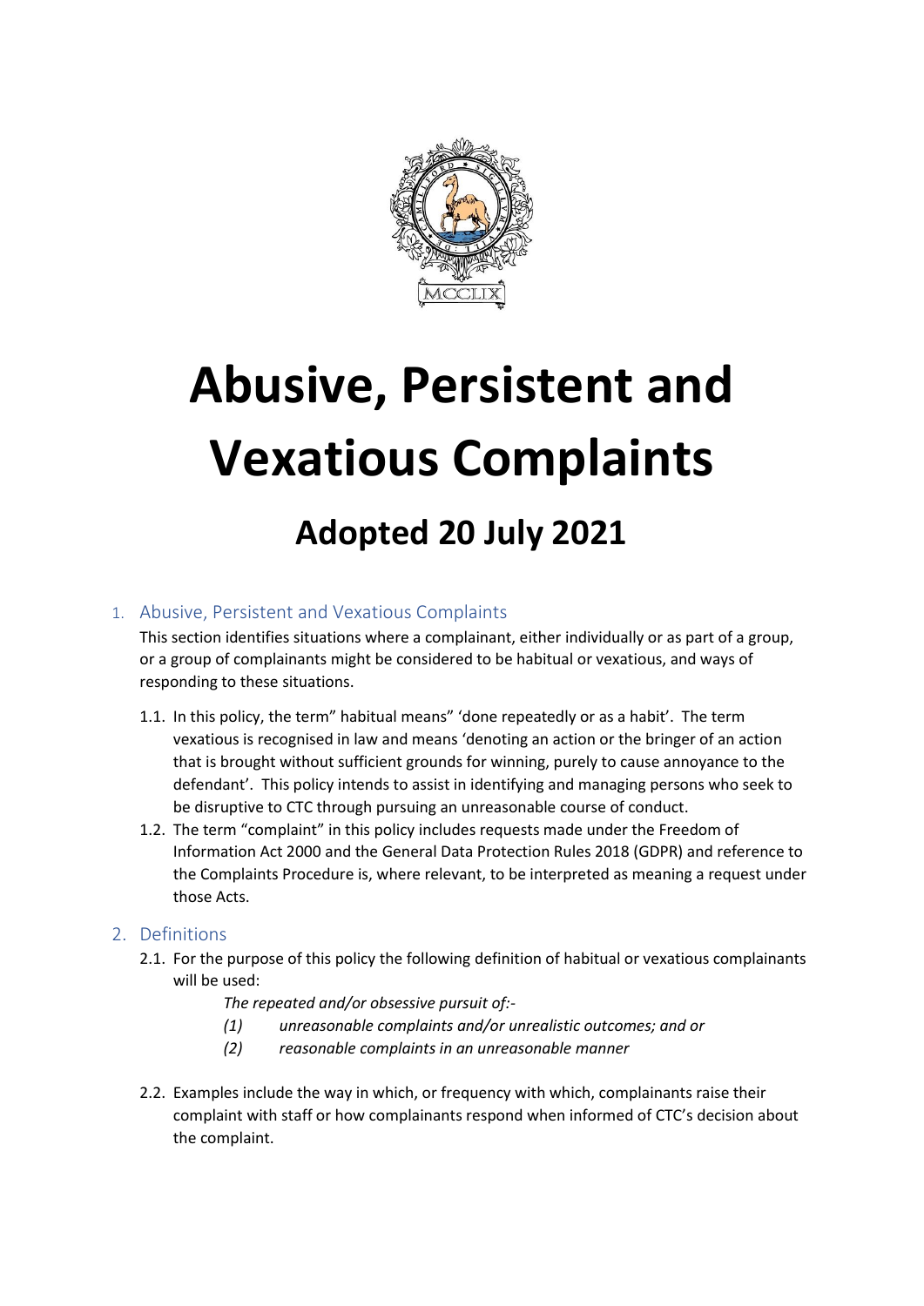# Abusive, Persistent and Vexatious Complaints

## Adopted 20 July 2021

### 1. Abusive, Persistent and Vexatious Complaints

This section identifies situations where a complainant, either individually or as part of a group, or a group of complainants might be considered to be habitual or vexatious, and ways of responding to these situations.

1.1. In this policy, the term" habitual means" 'done repeatedly or as a habit'. The term vexatious is recognised in law and means 'denoting an action or the bringer of an action that is brought without sufficient grounds for winning, purely to cause annoyance to the defendant'. This policy intends to assist in identifying and managing persons who seek to be disruptive to CTC through pursuing an unreasonable course of conduct.

1.2. The term "complaint" in this policy includes requests made under the Freedom of Information Act 2000 and the General Data Protection Rules 2018 (GDPR) and reference to the Complaints Procedure is, where relevant, to be interpreted as meaning a request under those Acts.

### 2. Definitions

2.1. For the purpose of this policy the following definition of habitual or vexatious complainants will be used:

*The repeated and/or obsessive pursuit of:-*

*(1) unreasonable complaints and/or unrealistic outcomes; and or*

*(2) reasonable complaints in an unreasonable manner*

2.2. Examples include the way in which, or frequency with which, complainants raise their complaint with staff or how complainants respond when informed of CTC's decision about the complaint.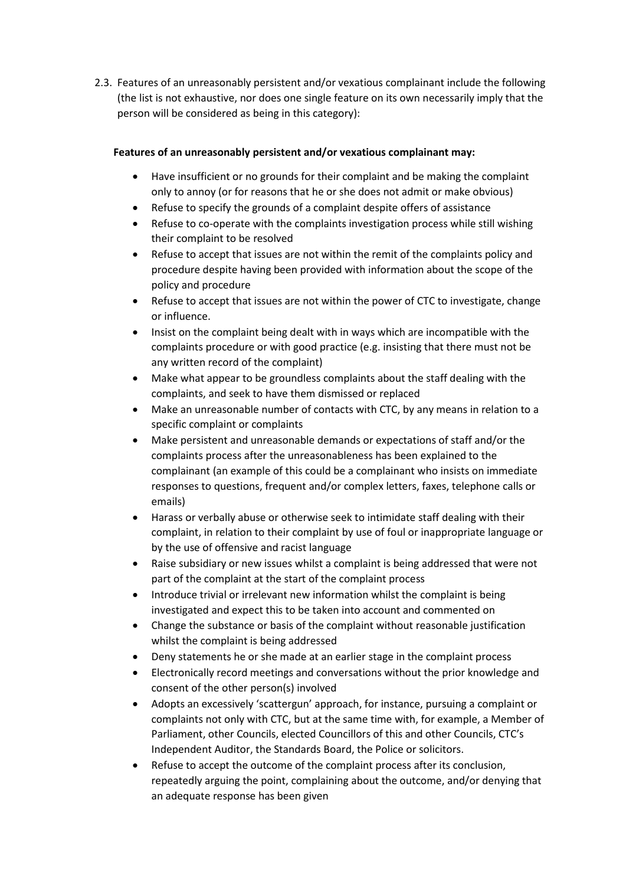2.3. Features of an unreasonably persistent and/or vexatious complainant include the following (the list is not exhaustive, nor does one single feature on its own necessarily imply that the person will be considered as being in this category):

**Features of an unreasonably persistent and/or vexatious complainant may:**

- Have insufficient or no grounds for their complaint and be making the complaint only to annoy (or for reasons that he or she does not admit or make obvious)
- Refuse to specify the grounds of a complaint despite offers of assistance
- Refuse to co-operate with the complaints investigation process while still wishing their complaint to be resolved
- Refuse to accept that issues are not within the remit of the complaints policy and procedure despite having been provided with information about the scope of the policy and procedure
- Refuse to accept that issues are not within the power of CTC to investigate, change or influence.
- Insist on the complaint being dealt with in ways which are incompatible with the complaints procedure or with good practice (e.g. insisting that there must not be any written record of the complaint)
- Make what appear to be groundless complaints about the staff dealing with the complaints, and seek to have them dismissed or replaced
- Make an unreasonable number of contacts with CTC, by any means in relation to a specific complaint or complaints
- Make persistent and unreasonable demands or expectations of staff and/or the complaints process after the unreasonableness has been explained to the complainant (an example of this could be a complainant who insists on immediate responses to questions, frequent and/or complex letters, faxes, telephone calls or emails)
- Harass or verbally abuse or otherwise seek to intimidate staff dealing with their complaint, in relation to their complaint by use of foul or inappropriate language or by the use of offensive and racist language
- Raise subsidiary or new issues whilst a complaint is being addressed that were not part of the complaint at the start of the complaint process
- Introduce trivial or irrelevant new information whilst the complaint is being investigated and expect this to be taken into account and commented on
- Change the substance or basis of the complaint without reasonable justification whilst the complaint is being addressed
- Deny statements he or she made at an earlier stage in the complaint process
- Electronically record meetings and conversations without the prior knowledge and consent of the other person(s) involved
- Adopts an excessively 'scattergun' approach, for instance, pursuing a complaint or complaints not only with CTC, but at the same time with, for example, a Member of Parliament, other Councils, elected Councillors of this and other Councils, CTC's Independent Auditor, the Standards Board, the Police or solicitors.
- Refuse to accept the outcome of the complaint process after its conclusion, repeatedly arguing the point, complaining about the outcome, and/or denying that an adequate response has been given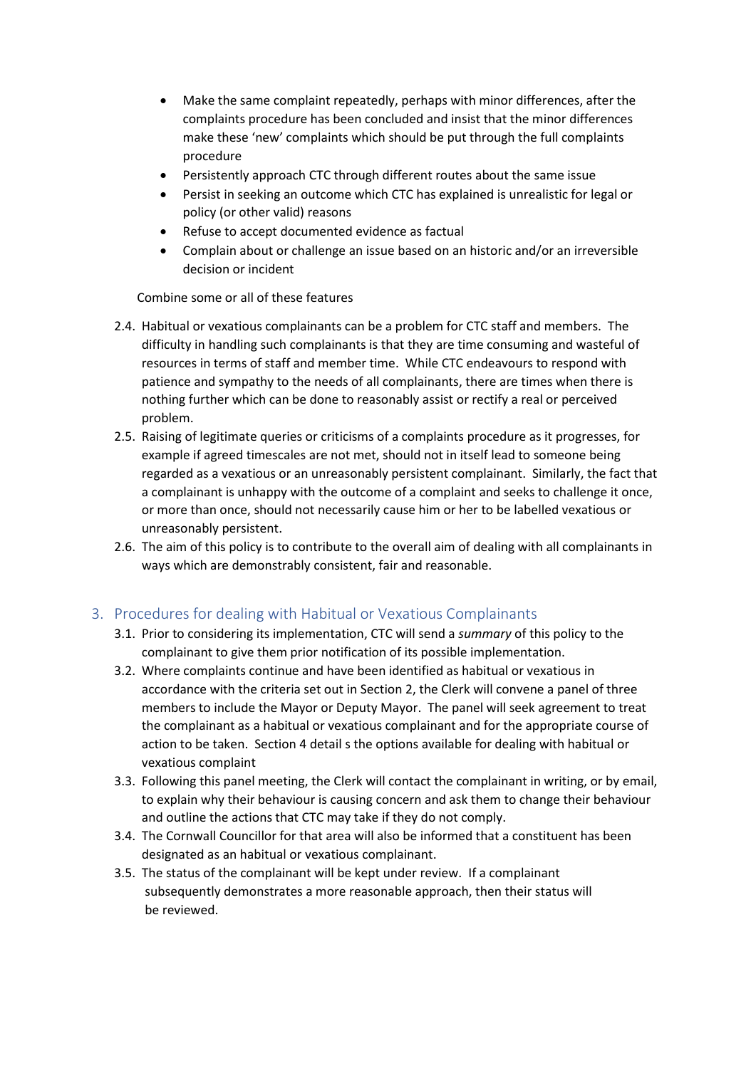- Make the same complaint repeatedly, perhaps with minor differences, after the complaints procedure has been concluded and insist that the minor differences make these 'new' complaints which should be put through the full complaints procedure
- Persistently approach CTC through different routes about the same issue
- Persist in seeking an outcome which CTC has explained is unrealistic for legal or policy (or other valid) reasons
- Refuse to accept documented evidence as factual
- Complain about or challenge an issue based on an historic and/or an irreversible decision or incident

Combine some or all of these features

2.4. Habitual or vexatious complainants can be a problem for CTC staff and members. The difficulty in handling such complainants is that they are time consuming and wasteful of resources in terms of staff and member time. While CTC endeavours to respond with patience and sympathy to the needs of all complainants, there are times when there is nothing further which can be done to reasonably assist or rectify a real or perceived problem.

2.5. Raising of legitimate queries or criticisms of a complaints procedure as it progresses, for example if agreed timescales are not met, should not in itself lead to someone being regarded as a vexatious or an unreasonably persistent complainant. Similarly, the fact that a complainant is unhappy with the outcome of a complaint and seeks to challenge it once, or more than once, should not necessarily cause him or her to be labelled vexatious or unreasonably persistent.

2.6. The aim of this policy is to contribute to the overall aim of dealing with all complainants in ways which are demonstrably consistent, fair and reasonable.

## 3. Procedures for dealing with Habitual or Vexatious Complainants

3.1. Prior to considering its implementation, CTC will send a *summary* of this policy to the complainant to give them prior notification of its possible implementation.

3.2. Where complaints continue and have been identified as habitual or vexatious in accordance with the criteria set out in Section 2, the Clerk will convene a panel of three members to include the Mayor or Deputy Mayor. The panel will seek agreement to treat the complainant as a habitual or vexatious complainant and for the appropriate course of action to be taken. Section 4 detail s the options available for dealing with habitual or vexatious complaint

3.3. Following this panel meeting, the Clerk will contact the complainant in writing, or by email, to explain why their behaviour is causing concern and ask them to change their behaviour and outline the actions that CTC may take if they do not comply.

3.4. The Cornwall Councillor for that area will also be informed that a constituent has been designated as an habitual or vexatious complainant.

3.5. The status of the complainant will be kept under review. If a complainant subsequently demonstrates a more reasonable approach, then their status will be reviewed.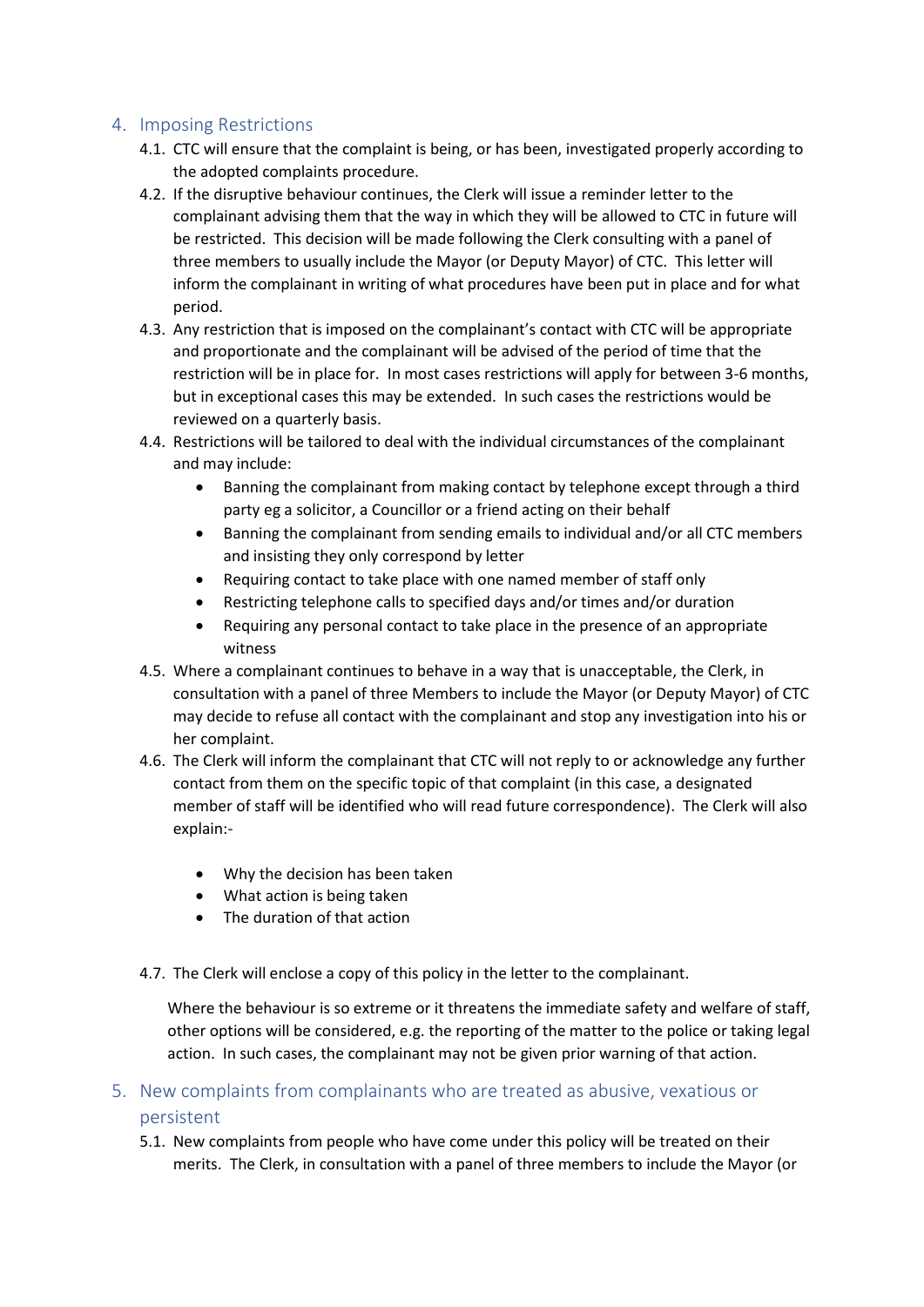## 4. Imposing Restrictions

4.1. CTC will ensure that the complaint is being, or has been, investigated properly according to the adopted complaints procedure.

4.2. If the disruptive behaviour continues, the Clerk will issue a reminder letter to the complainant advising them that the way in which they will be allowed to CTC in future will be restricted. This decision will be made following the Clerk consulting with a panel of three members to usually include the Mayor (or Deputy Mayor) of CTC. This letter will inform the complainant in writing of what procedures have been put in place and for what period.

4.3. Any restriction that is imposed on the complainant's contact with CTC will be appropriate and proportionate and the complainant will be advised of the period of time that the restriction will be in place for. In most cases restrictions will apply for between 3-6 months, but in exceptional cases this may be extended. In such cases the restrictions would be reviewed on a quarterly basis.

4.4. Restrictions will be tailored to deal with the individual circumstances of the complainant and may include:

- Banning the complainant from making contact by telephone except through a third party eg a solicitor, a Councillor or a friend acting on their behalf
- Banning the complainant from sending emails to individual and/or all CTC members and insisting they only correspond by letter
- Requiring contact to take place with one named member of staff only
- Restricting telephone calls to specified days and/or times and/or duration
- Requiring any personal contact to take place in the presence of an appropriate witness

4.5. Where a complainant continues to behave in a way that is unacceptable, the Clerk, in consultation with a panel of three Members to include the Mayor (or Deputy Mayor) of CTC may decide to refuse all contact with the complainant and stop any investigation into his or her complaint.

4.6. The Clerk will inform the complainant that CTC will not reply to or acknowledge any further contact from them on the specific topic of that complaint (in this case, a designated member of staff will be identified who will read future correspondence). The Clerk will also explain:-

- Why the decision has been taken
- What action is being taken
- The duration of that action

4.7. The Clerk will enclose a copy of this policy in the letter to the complainant.

Where the behaviour is so extreme or it threatens the immediate safety and welfare of staff, other options will be considered, e.g. the reporting of the matter to the police or taking legal action. In such cases, the complainant may not be given prior warning of that action.

## 5. New complaints from complainants who are treated as abusive, vexatious or persistent

5.1. New complaints from people who have come under this policy will be treated on their merits. The Clerk, in consultation with a panel of three members to include the Mayor (or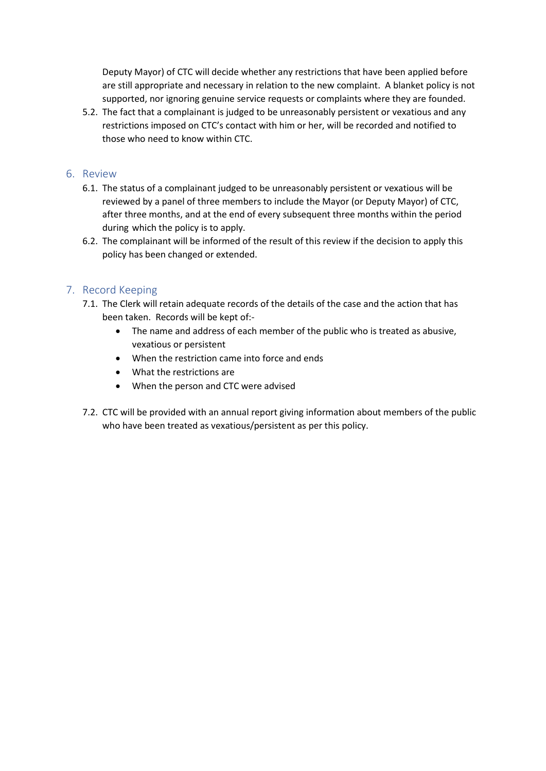Deputy Mayor) of CTC will decide whether any restrictions that have been applied before are still appropriate and necessary in relation to the new complaint. A blanket policy is not supported, nor ignoring genuine service requests or complaints where they are founded.

5.2. The fact that a complainant is judged to be unreasonably persistent or vexatious and any restrictions imposed on CTC's contact with him or her, will be recorded and notified to those who need to know within CTC.

## 6. Review

6.1. The status of a complainant judged to be unreasonably persistent or vexatious will be reviewed by a panel of three members to include the Mayor (or Deputy Mayor) of CTC, after three months, and at the end of every subsequent three months within the period during which the policy is to apply.

6.2. The complainant will be informed of the result of this review if the decision to apply this policy has been changed or extended.

## 7. Record Keeping

7.1. The Clerk will retain adequate records of the details of the case and the action that has been taken. Records will be kept of:-

- The name and address of each member of the public who is treated as abusive, vexatious or persistent
- When the restriction came into force and ends
- What the restrictions are
- When the person and CTC were advised

7.2. CTC will be provided with an annual report giving information about members of the public who have been treated as vexatious/persistent as per this policy.